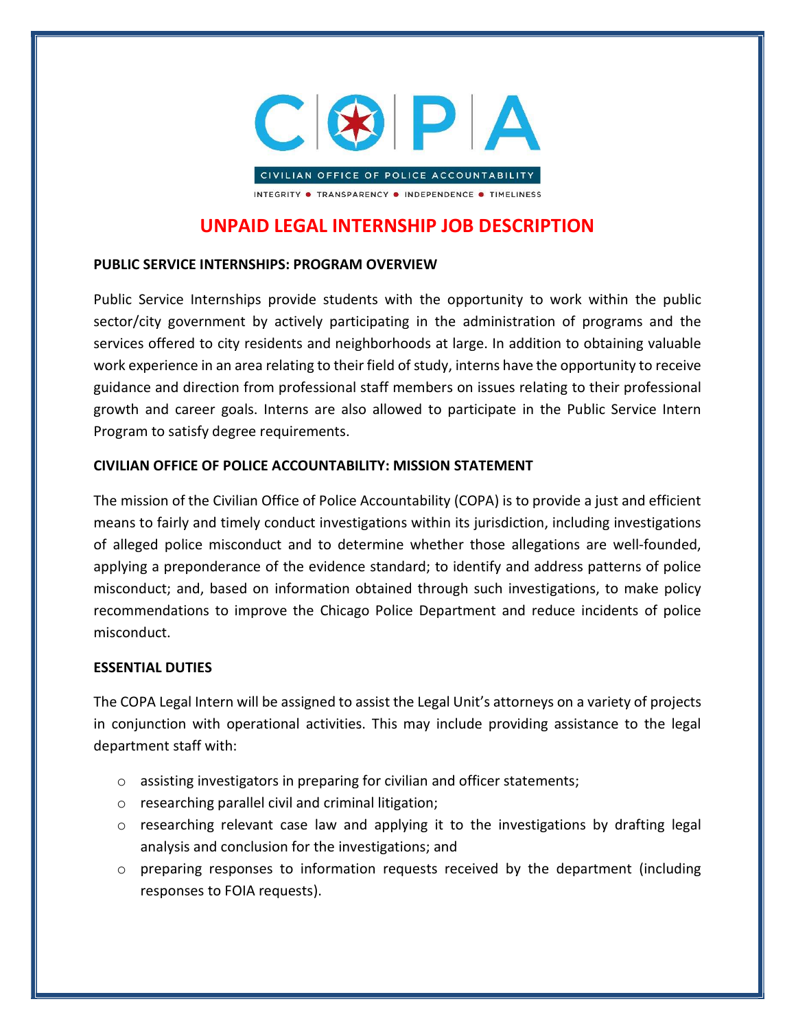C|P|A

CIVILIAN OFFICE OF POLICE ACCOUNTABILITY

INTEGRITY • TRANSPARENCY • INDEPENDENCE • TIMELINESS

# UNPAID LEGAL INTERNSHIP JOB DESCRIPTION

**PUBLIC SERVICE INTERNSHIPS: PROGRAM OVERVIEW**

Public Service Internships provide students with the opportunity to work within the public sector/city government by actively participating in the administration of programs and the services offered to city residents and neighborhoods at large. In addition to obtaining valuable work experience in an area relating to their field of study, interns have the opportunity to receive guidance and direction from professional staff members on issues relating to their professional growth and career goals. Interns are also allowed to participate in the Public Service Intern Program to satisfy degree requirements.

**CIVILIAN OFFICE OF POLICE ACCOUNTABILITY: MISSION STATEMENT**

The mission of the Civilian Office of Police Accountability (COPA) is to provide a just and efficient means to fairly and timely conduct investigations within its jurisdiction, including investigations of alleged police misconduct and to determine whether those allegations are well-founded, applying a preponderance of the evidence standard; to identify and address patterns of police misconduct; and, based on information obtained through such investigations, to make policy recommendations to improve the Chicago Police Department and reduce incidents of police misconduct.

**ESSENTIAL DUTIES**

The COPA Legal Intern will be assigned to assist the Legal Unit's attorneys on a variety of projects in conjunction with operational activities. This may include providing assistance to the legal department staff with:

- assisting investigators in preparing for civilian and officer statements;
- researching parallel civil and criminal litigation;
- researching relevant case law and applying it to the investigations by drafting legal analysis and conclusion for the investigations; and
- preparing responses to information requests received by the department (including responses to FOIA requests).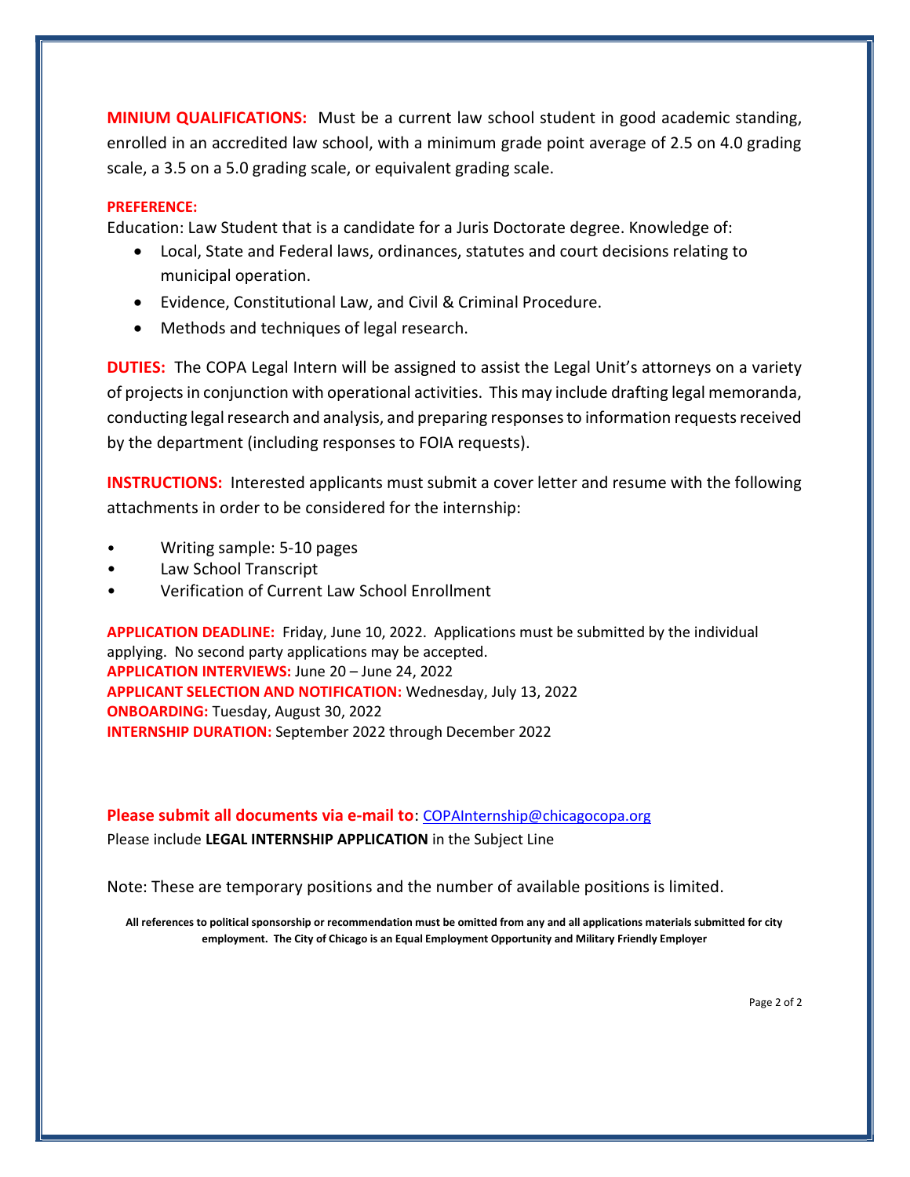**MINIUM QUALIFICATIONS:** Must be a current law school student in good academic standing, enrolled in an accredited law school, with a minimum grade point average of 2.5 on 4.0 grading scale, a 3.5 on a 5.0 grading scale, or equivalent grading scale.

**PREFERENCE:**

Education: Law Student that is a candidate for a Juris Doctorate degree. Knowledge of:

- Local, State and Federal laws, ordinances, statutes and court decisions relating to municipal operation.
- Evidence, Constitutional Law, and Civil & Criminal Procedure.
- Methods and techniques of legal research.

**DUTIES:** The COPA Legal Intern will be assigned to assist the Legal Unit's attorneys on a variety of projects in conjunction with operational activities. This may include drafting legal memoranda, conducting legal research and analysis, and preparing responses to information requests received by the department (including responses to FOIA requests).

**INSTRUCTIONS:** Interested applicants must submit a cover letter and resume with the following attachments in order to be considered for the internship:

- Writing sample: 5-10 pages
- Law School Transcript
- Verification of Current Law School Enrollment

**APPLICATION DEADLINE:** Friday, June 10, 2022. Applications must be submitted by the individual applying. No second party applications may be accepted.
**APPLICATION INTERVIEWS:** June 20 – June 24, 2022
**APPLICANT SELECTION AND NOTIFICATION:** Wednesday, July 13, 2022
**ONBOARDING:** Tuesday, August 30, 2022
**INTERNSHIP DURATION:** September 2022 through December 2022

**Please submit all documents via e-mail to**: COPAInternship@chicagocopa.org
Please include **LEGAL INTERNSHIP APPLICATION** in the Subject Line

Note: These are temporary positions and the number of available positions is limited.

**All references to political sponsorship or recommendation must be omitted from any and all applications materials submitted for city employment. The City of Chicago is an Equal Employment Opportunity and Military Friendly Employer**